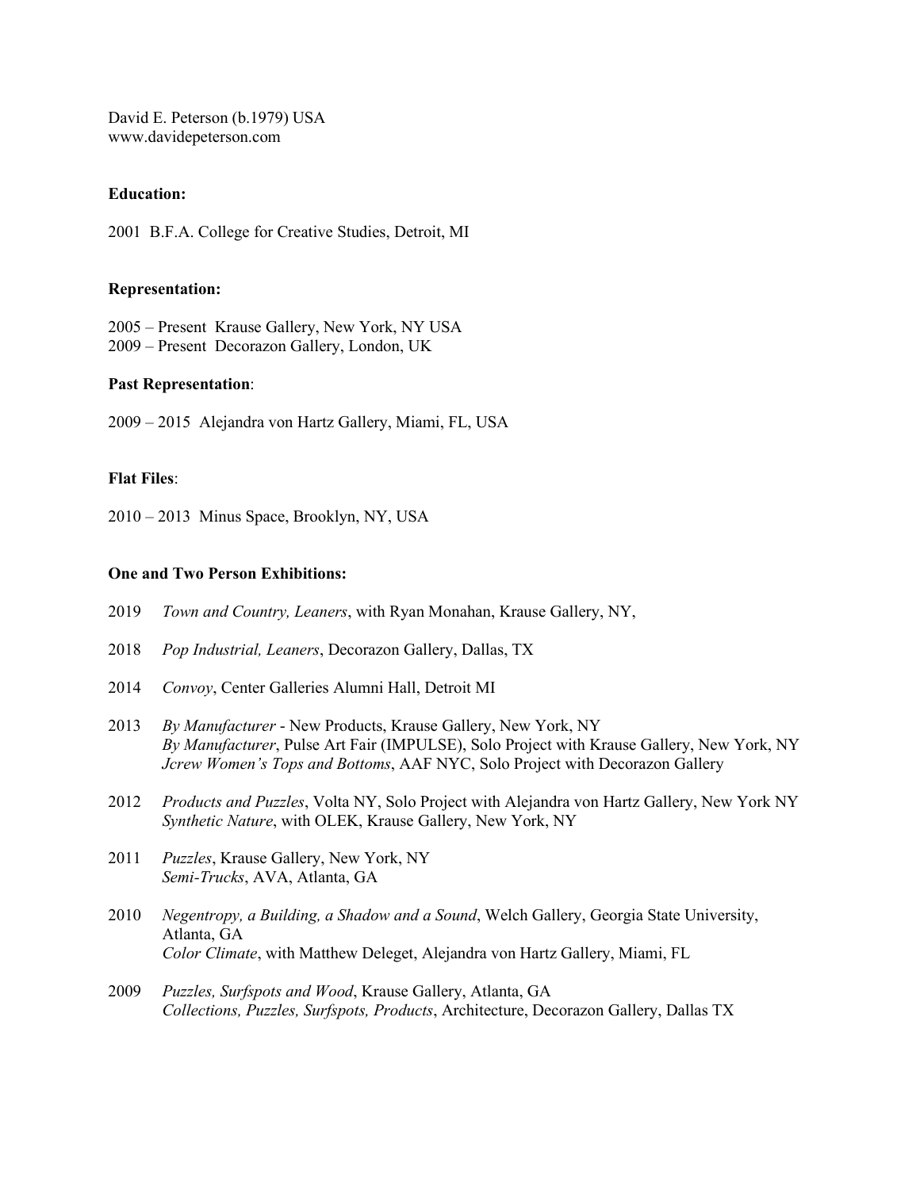David E. Peterson (b.1979) USA
www.davidepeterson.com

**Education:**

2001 B.F.A. College for Creative Studies, Detroit, MI

**Representation:**

2005 – Present Krause Gallery, New York, NY USA
2009 – Present Decorazon Gallery, London, UK

**Past Representation**:

2009 – 2015 Alejandra von Hartz Gallery, Miami, FL, USA

**Flat Files**:

2010 – 2013 Minus Space, Brooklyn, NY, USA

**One and Two Person Exhibitions:**

2019 *Town and Country, Leaners*, with Ryan Monahan, Krause Gallery, NY,

2018 *Pop Industrial, Leaners*, Decorazon Gallery, Dallas, TX

2014 *Convoy*, Center Galleries Alumni Hall, Detroit MI

2013 *By Manufacturer* - New Products, Krause Gallery, New York, NY
*By Manufacturer*, Pulse Art Fair (IMPULSE), Solo Project with Krause Gallery, New York, NY
*Jcrew Women's Tops and Bottoms*, AAF NYC, Solo Project with Decorazon Gallery

2012 *Products and Puzzles*, Volta NY, Solo Project with Alejandra von Hartz Gallery, New York NY
*Synthetic Nature*, with OLEK, Krause Gallery, New York, NY

2011 *Puzzles*, Krause Gallery, New York, NY
*Semi-Trucks*, AVA, Atlanta, GA

2010 *Negentropy, a Building, a Shadow and a Sound*, Welch Gallery, Georgia State University, Atlanta, GA
*Color Climate*, with Matthew Deleget, Alejandra von Hartz Gallery, Miami, FL

2009 *Puzzles, Surfspots and Wood*, Krause Gallery, Atlanta, GA
*Collections, Puzzles, Surfspots, Products*, Architecture, Decorazon Gallery, Dallas TX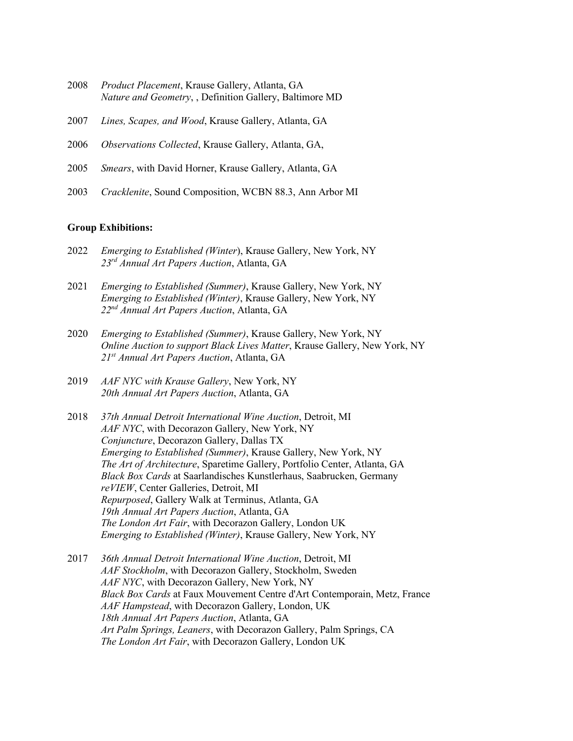2008 *Product Placement*, Krause Gallery, Atlanta, GA
*Nature and Geometry*, , Definition Gallery, Baltimore MD

2007 *Lines, Scapes, and Wood*, Krause Gallery, Atlanta, GA

2006 *Observations Collected*, Krause Gallery, Atlanta, GA,

2005 *Smears*, with David Horner, Krause Gallery, Atlanta, GA

2003 *Cracklenite*, Sound Composition, WCBN 88.3, Ann Arbor MI

**Group Exhibitions:**

2022 *Emerging to Established (Winter*), Krause Gallery, New York, NY
*23rd Annual Art Papers Auction*, Atlanta, GA

2021 *Emerging to Established (Summer)*, Krause Gallery, New York, NY
*Emerging to Established (Winter)*, Krause Gallery, New York, NY
*22nd Annual Art Papers Auction*, Atlanta, GA

2020 *Emerging to Established (Summer)*, Krause Gallery, New York, NY
*Online Auction to support Black Lives Matter*, Krause Gallery, New York, NY
*21st Annual Art Papers Auction*, Atlanta, GA

2019 *AAF NYC with Krause Gallery*, New York, NY
*20th Annual Art Papers Auction*, Atlanta, GA

2018 *37th Annual Detroit International Wine Auction*, Detroit, MI
*AAF NYC*, with Decorazon Gallery, New York, NY
*Conjuncture*, Decorazon Gallery, Dallas TX
*Emerging to Established (Summer)*, Krause Gallery, New York, NY
*The Art of Architecture*, Sparetime Gallery, Portfolio Center, Atlanta, GA
*Black Box Cards* at Saarlandisches Kunstlerhaus, Saabrucken, Germany
*reVIEW*, Center Galleries, Detroit, MI
*Repurposed*, Gallery Walk at Terminus, Atlanta, GA
*19th Annual Art Papers Auction*, Atlanta, GA
*The London Art Fair*, with Decorazon Gallery, London UK
*Emerging to Established (Winter)*, Krause Gallery, New York, NY

2017 *36th Annual Detroit International Wine Auction*, Detroit, MI
*AAF Stockholm*, with Decorazon Gallery, Stockholm, Sweden
*AAF NYC*, with Decorazon Gallery, New York, NY
*Black Box Cards* at Faux Mouvement Centre d'Art Contemporain, Metz, France
*AAF Hampstead*, with Decorazon Gallery, London, UK
*18th Annual Art Papers Auction*, Atlanta, GA
*Art Palm Springs, Leaners*, with Decorazon Gallery, Palm Springs, CA
*The London Art Fair*, with Decorazon Gallery, London UK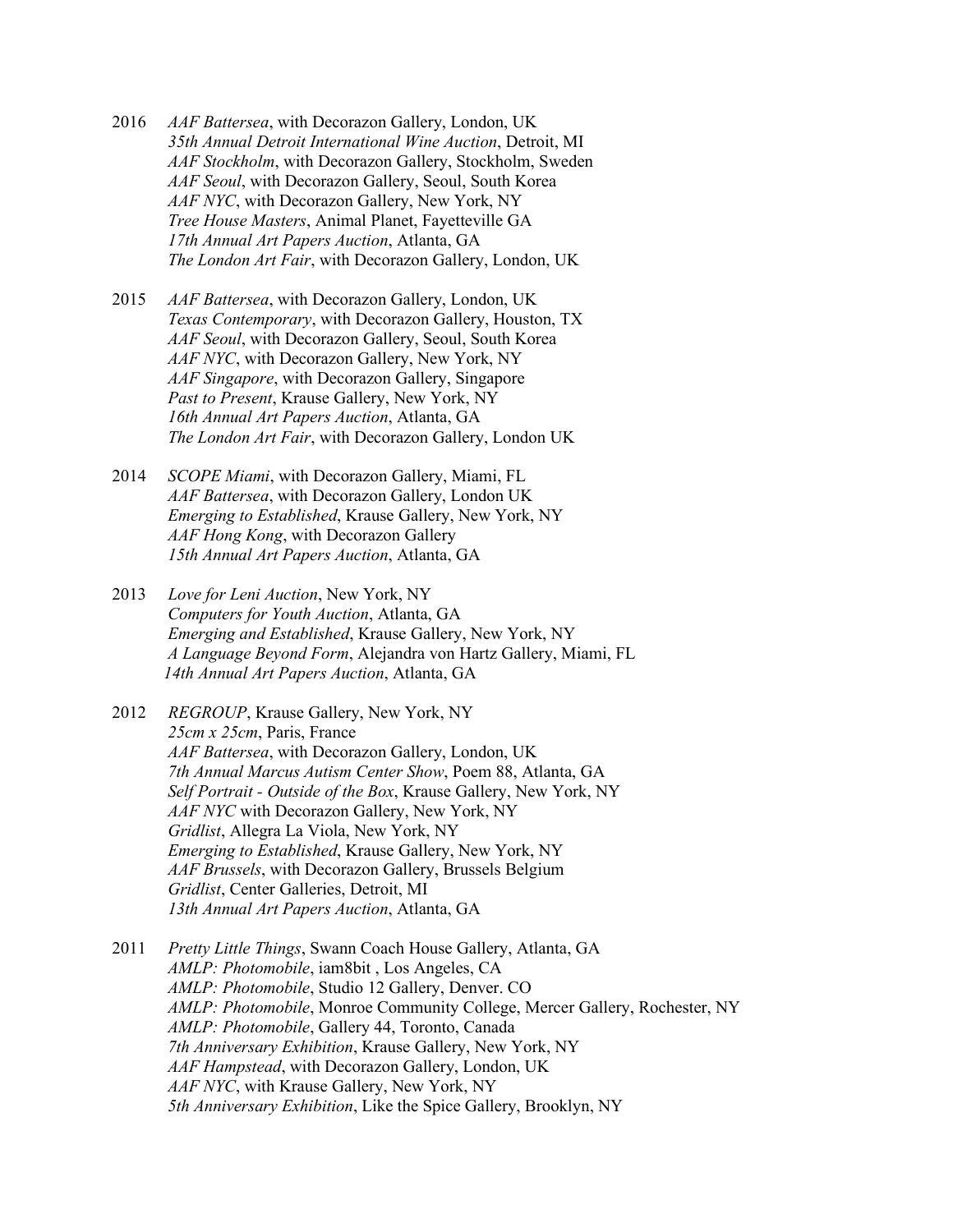2016 *AAF Battersea*, with Decorazon Gallery, London, UK
*35th Annual Detroit International Wine Auction*, Detroit, MI
*AAF Stockholm*, with Decorazon Gallery, Stockholm, Sweden
*AAF Seoul*, with Decorazon Gallery, Seoul, South Korea
*AAF NYC*, with Decorazon Gallery, New York, NY
*Tree House Masters*, Animal Planet, Fayetteville GA
*17th Annual Art Papers Auction*, Atlanta, GA
*The London Art Fair*, with Decorazon Gallery, London, UK

2015 *AAF Battersea*, with Decorazon Gallery, London, UK
*Texas Contemporary*, with Decorazon Gallery, Houston, TX
*AAF Seoul*, with Decorazon Gallery, Seoul, South Korea
*AAF NYC*, with Decorazon Gallery, New York, NY
*AAF Singapore*, with Decorazon Gallery, Singapore
*Past to Present*, Krause Gallery, New York, NY
*16th Annual Art Papers Auction*, Atlanta, GA
*The London Art Fair*, with Decorazon Gallery, London UK

2014 *SCOPE Miami*, with Decorazon Gallery, Miami, FL
*AAF Battersea*, with Decorazon Gallery, London UK
*Emerging to Established*, Krause Gallery, New York, NY
*AAF Hong Kong*, with Decorazon Gallery
*15th Annual Art Papers Auction*, Atlanta, GA

2013 *Love for Leni Auction*, New York, NY
*Computers for Youth Auction*, Atlanta, GA
*Emerging and Established*, Krause Gallery, New York, NY
*A Language Beyond Form*, Alejandra von Hartz Gallery, Miami, FL
*14th Annual Art Papers Auction*, Atlanta, GA

2012 *REGROUP*, Krause Gallery, New York, NY
*25cm x 25cm*, Paris, France
*AAF Battersea*, with Decorazon Gallery, London, UK
*7th Annual Marcus Autism Center Show*, Poem 88, Atlanta, GA
*Self Portrait - Outside of the Box*, Krause Gallery, New York, NY
*AAF NYC* with Decorazon Gallery, New York, NY
*Gridlist*, Allegra La Viola, New York, NY
*Emerging to Established*, Krause Gallery, New York, NY
*AAF Brussels*, with Decorazon Gallery, Brussels Belgium
*Gridlist*, Center Galleries, Detroit, MI
*13th Annual Art Papers Auction*, Atlanta, GA

2011 *Pretty Little Things*, Swann Coach House Gallery, Atlanta, GA
*AMLP: Photomobile*, iam8bit , Los Angeles, CA
*AMLP: Photomobile*, Studio 12 Gallery, Denver. CO
*AMLP: Photomobile*, Monroe Community College, Mercer Gallery, Rochester, NY
*AMLP: Photomobile*, Gallery 44, Toronto, Canada
*7th Anniversary Exhibition*, Krause Gallery, New York, NY
*AAF Hampstead*, with Decorazon Gallery, London, UK
*AAF NYC*, with Krause Gallery, New York, NY
*5th Anniversary Exhibition*, Like the Spice Gallery, Brooklyn, NY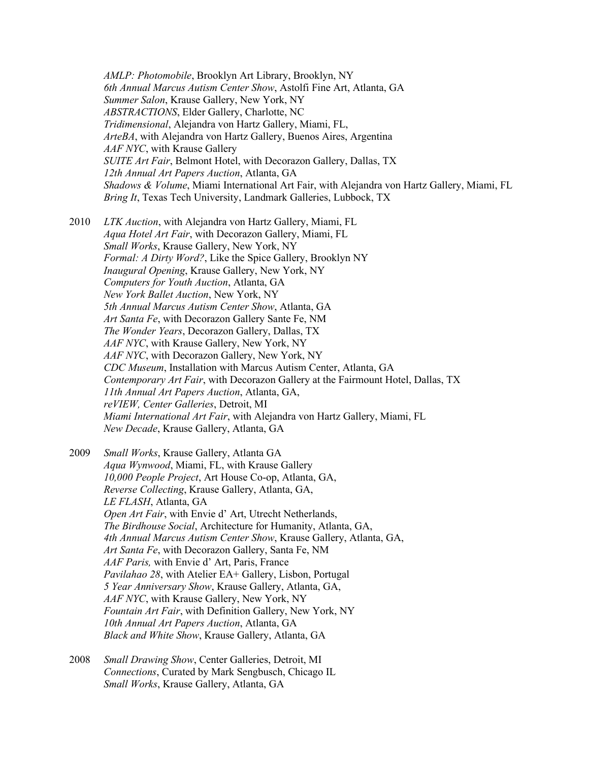*AMLP: Photomobile*, Brooklyn Art Library, Brooklyn, NY
*6th Annual Marcus Autism Center Show*, Astolfi Fine Art, Atlanta, GA
*Summer Salon*, Krause Gallery, New York, NY
*ABSTRACTIONS*, Elder Gallery, Charlotte, NC
*Tridimensional*, Alejandra von Hartz Gallery, Miami, FL,
*ArteBA*, with Alejandra von Hartz Gallery, Buenos Aires, Argentina
*AAF NYC*, with Krause Gallery
*SUITE Art Fair*, Belmont Hotel, with Decorazon Gallery, Dallas, TX
*12th Annual Art Papers Auction*, Atlanta, GA
*Shadows & Volume*, Miami International Art Fair, with Alejandra von Hartz Gallery, Miami, FL
*Bring It*, Texas Tech University, Landmark Galleries, Lubbock, TX

2010 *LTK Auction*, with Alejandra von Hartz Gallery, Miami, FL
*Aqua Hotel Art Fair*, with Decorazon Gallery, Miami, FL
*Small Works*, Krause Gallery, New York, NY
*Formal: A Dirty Word?*, Like the Spice Gallery, Brooklyn NY
*Inaugural Opening*, Krause Gallery, New York, NY
*Computers for Youth Auction*, Atlanta, GA
*New York Ballet Auction*, New York, NY
*5th Annual Marcus Autism Center Show*, Atlanta, GA
*Art Santa Fe*, with Decorazon Gallery Sante Fe, NM
*The Wonder Years*, Decorazon Gallery, Dallas, TX
*AAF NYC*, with Krause Gallery, New York, NY
*AAF NYC*, with Decorazon Gallery, New York, NY
*CDC Museum*, Installation with Marcus Autism Center, Atlanta, GA
*Contemporary Art Fair*, with Decorazon Gallery at the Fairmount Hotel, Dallas, TX
*11th Annual Art Papers Auction*, Atlanta, GA,
*reVIEW, Center Galleries*, Detroit, MI
*Miami International Art Fair*, with Alejandra von Hartz Gallery, Miami, FL
*New Decade*, Krause Gallery, Atlanta, GA

2009 *Small Works*, Krause Gallery, Atlanta GA
*Aqua Wynwood*, Miami, FL, with Krause Gallery
*10,000 People Project*, Art House Co-op, Atlanta, GA,
*Reverse Collecting*, Krause Gallery, Atlanta, GA,
*LE FLASH*, Atlanta, GA
*Open Art Fair*, with Envie d' Art, Utrecht Netherlands,
*The Birdhouse Social*, Architecture for Humanity, Atlanta, GA,
*4th Annual Marcus Autism Center Show*, Krause Gallery, Atlanta, GA,
*Art Santa Fe*, with Decorazon Gallery, Santa Fe, NM
*AAF Paris,* with Envie d' Art, Paris, France
*Pavilahao 28*, with Atelier EA+ Gallery, Lisbon, Portugal
*5 Year Anniversary Show*, Krause Gallery, Atlanta, GA,
*AAF NYC*, with Krause Gallery, New York, NY
*Fountain Art Fair*, with Definition Gallery, New York, NY
*10th Annual Art Papers Auction*, Atlanta, GA
*Black and White Show*, Krause Gallery, Atlanta, GA

2008 *Small Drawing Show*, Center Galleries, Detroit, MI
*Connections*, Curated by Mark Sengbusch, Chicago IL
*Small Works*, Krause Gallery, Atlanta, GA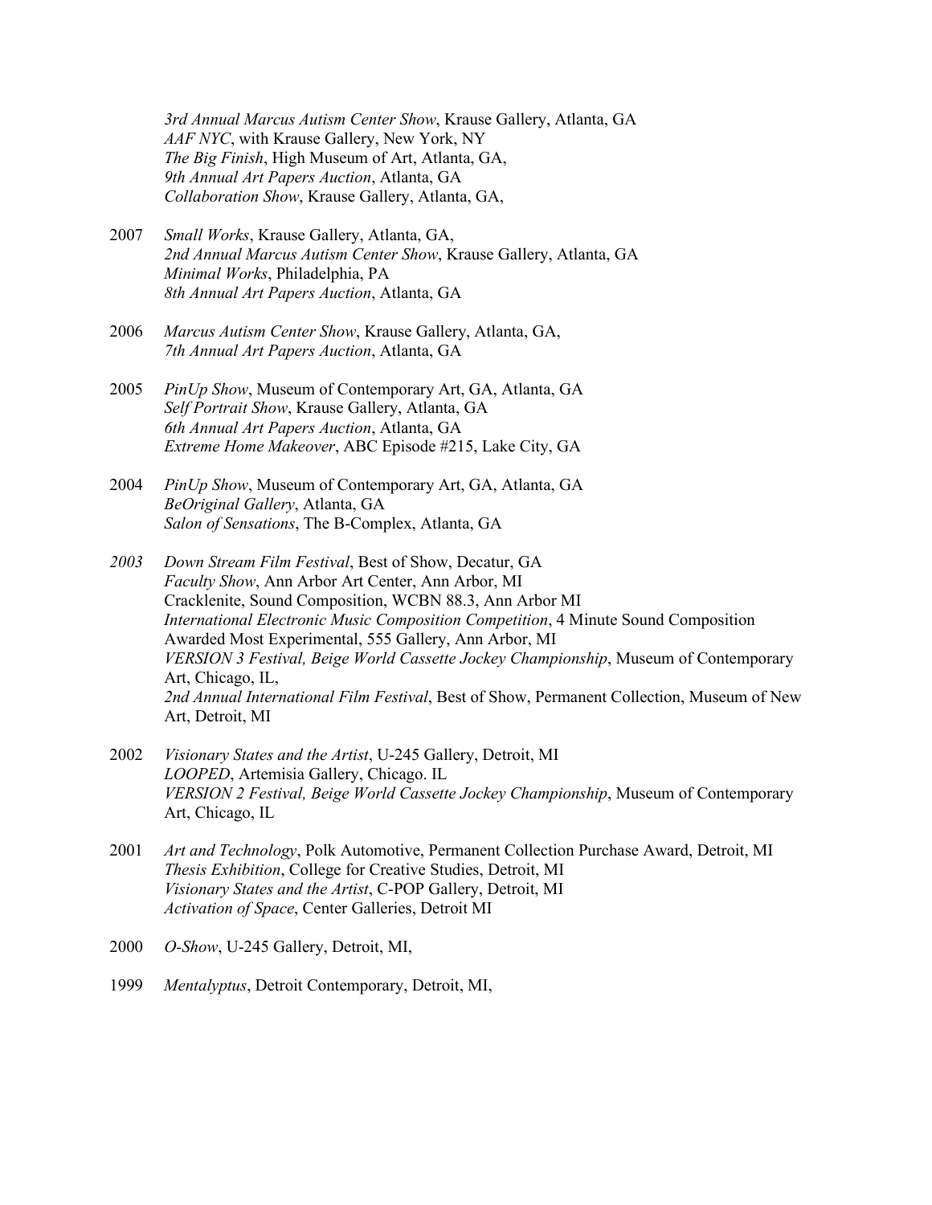*3rd Annual Marcus Autism Center Show*, Krause Gallery, Atlanta, GA
*AAF NYC*, with Krause Gallery, New York, NY
*The Big Finish*, High Museum of Art, Atlanta, GA,
*9th Annual Art Papers Auction*, Atlanta, GA
*Collaboration Show*, Krause Gallery, Atlanta, GA,

2007 *Small Works*, Krause Gallery, Atlanta, GA,
*2nd Annual Marcus Autism Center Show*, Krause Gallery, Atlanta, GA
*Minimal Works*, Philadelphia, PA
*8th Annual Art Papers Auction*, Atlanta, GA

2006 *Marcus Autism Center Show*, Krause Gallery, Atlanta, GA,
*7th Annual Art Papers Auction*, Atlanta, GA

2005 *PinUp Show*, Museum of Contemporary Art, GA, Atlanta, GA
*Self Portrait Show*, Krause Gallery, Atlanta, GA
*6th Annual Art Papers Auction*, Atlanta, GA
*Extreme Home Makeover*, ABC Episode #215, Lake City, GA

2004 *PinUp Show*, Museum of Contemporary Art, GA, Atlanta, GA
*BeOriginal Gallery*, Atlanta, GA
*Salon of Sensations*, The B-Complex, Atlanta, GA

*2003* *Down Stream Film Festival*, Best of Show, Decatur, GA
*Faculty Show*, Ann Arbor Art Center, Ann Arbor, MI
Cracklenite, Sound Composition, WCBN 88.3, Ann Arbor MI
*International Electronic Music Composition Competition*, 4 Minute Sound Composition Awarded Most Experimental, 555 Gallery, Ann Arbor, MI
*VERSION 3 Festival, Beige World Cassette Jockey Championship*, Museum of Contemporary Art, Chicago, IL,
*2nd Annual International Film Festival*, Best of Show, Permanent Collection, Museum of New Art, Detroit, MI

2002 *Visionary States and the Artist*, U-245 Gallery, Detroit, MI
*LOOPED*, Artemisia Gallery, Chicago. IL
*VERSION 2 Festival, Beige World Cassette Jockey Championship*, Museum of Contemporary Art, Chicago, IL

2001 *Art and Technology*, Polk Automotive, Permanent Collection Purchase Award, Detroit, MI
*Thesis Exhibition*, College for Creative Studies, Detroit, MI
*Visionary States and the Artist*, C-POP Gallery, Detroit, MI
*Activation of Space*, Center Galleries, Detroit MI

2000 *O-Show*, U-245 Gallery, Detroit, MI,

1999 *Mentalyptus*, Detroit Contemporary, Detroit, MI,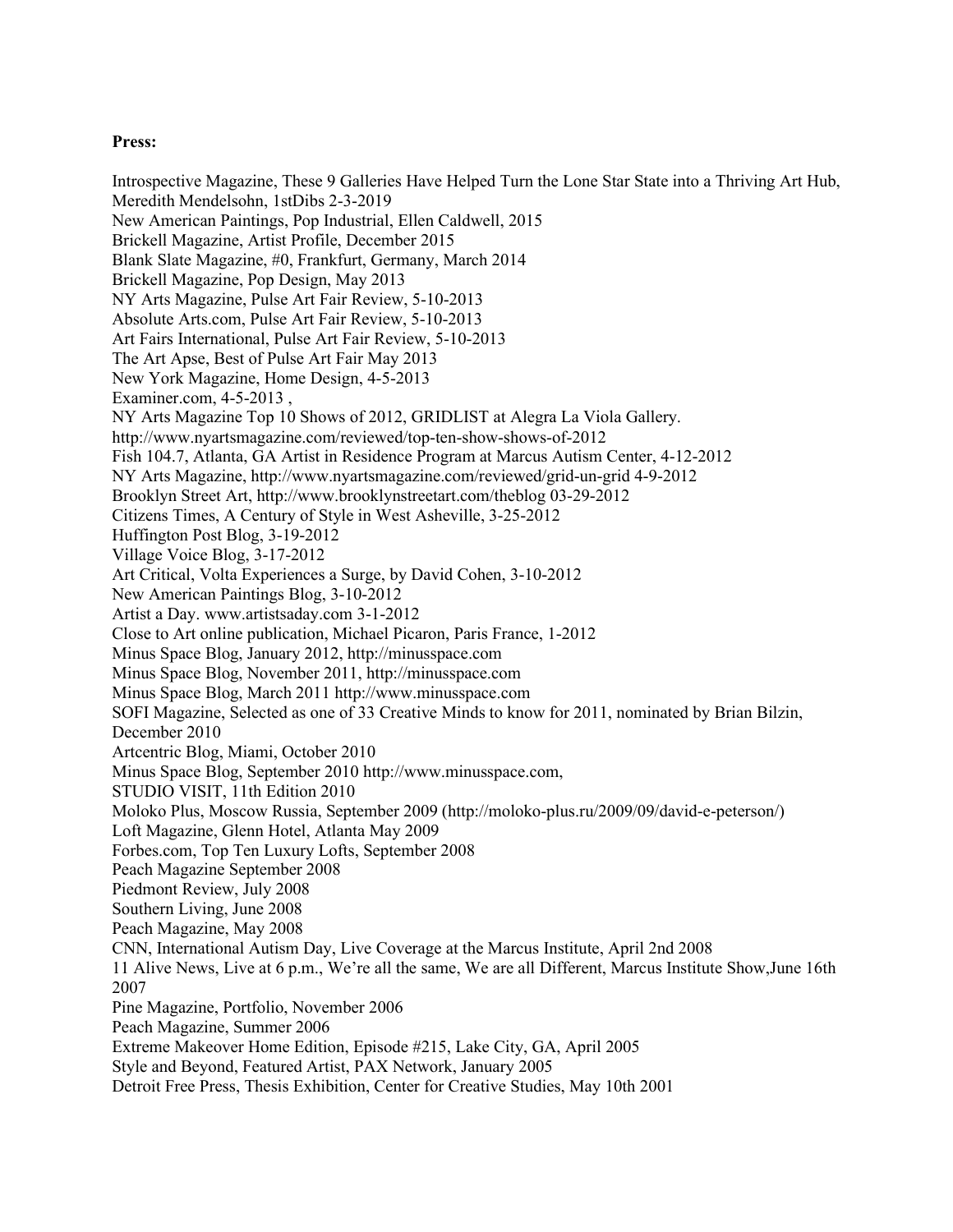**Press:**

Introspective Magazine, These 9 Galleries Have Helped Turn the Lone Star State into a Thriving Art Hub, Meredith Mendelsohn, 1stDibs 2-3-2019
New American Paintings, Pop Industrial, Ellen Caldwell, 2015
Brickell Magazine, Artist Profile, December 2015
Blank Slate Magazine, #0, Frankfurt, Germany, March 2014
Brickell Magazine, Pop Design, May 2013
NY Arts Magazine, Pulse Art Fair Review, 5-10-2013
Absolute Arts.com, Pulse Art Fair Review, 5-10-2013
Art Fairs International, Pulse Art Fair Review, 5-10-2013
The Art Apse, Best of Pulse Art Fair May 2013
New York Magazine, Home Design, 4-5-2013
Examiner.com, 4-5-2013 ,
NY Arts Magazine Top 10 Shows of 2012, GRIDLIST at Alegra La Viola Gallery. http://www.nyartsmagazine.com/reviewed/top-ten-show-shows-of-2012
Fish 104.7, Atlanta, GA Artist in Residence Program at Marcus Autism Center, 4-12-2012
NY Arts Magazine, http://www.nyartsmagazine.com/reviewed/grid-un-grid 4-9-2012
Brooklyn Street Art, http://www.brooklynstreetart.com/theblog 03-29-2012
Citizens Times, A Century of Style in West Asheville, 3-25-2012
Huffington Post Blog, 3-19-2012
Village Voice Blog, 3-17-2012
Art Critical, Volta Experiences a Surge, by David Cohen, 3-10-2012
New American Paintings Blog, 3-10-2012
Artist a Day. www.artistsaday.com 3-1-2012
Close to Art online publication, Michael Picaron, Paris France, 1-2012
Minus Space Blog, January 2012, http://minusspace.com
Minus Space Blog, November 2011, http://minusspace.com
Minus Space Blog, March 2011 http://www.minusspace.com
SOFI Magazine, Selected as one of 33 Creative Minds to know for 2011, nominated by Brian Bilzin, December 2010
Artcentric Blog, Miami, October 2010
Minus Space Blog, September 2010 http://www.minusspace.com,
STUDIO VISIT, 11th Edition 2010
Moloko Plus, Moscow Russia, September 2009 (http://moloko-plus.ru/2009/09/david-e-peterson/)
Loft Magazine, Glenn Hotel, Atlanta May 2009
Forbes.com, Top Ten Luxury Lofts, September 2008
Peach Magazine September 2008
Piedmont Review, July 2008
Southern Living, June 2008
Peach Magazine, May 2008
CNN, International Autism Day, Live Coverage at the Marcus Institute, April 2nd 2008
11 Alive News, Live at 6 p.m., We're all the same, We are all Different, Marcus Institute Show,June 16th 2007
Pine Magazine, Portfolio, November 2006
Peach Magazine, Summer 2006
Extreme Makeover Home Edition, Episode #215, Lake City, GA, April 2005
Style and Beyond, Featured Artist, PAX Network, January 2005
Detroit Free Press, Thesis Exhibition, Center for Creative Studies, May 10th 2001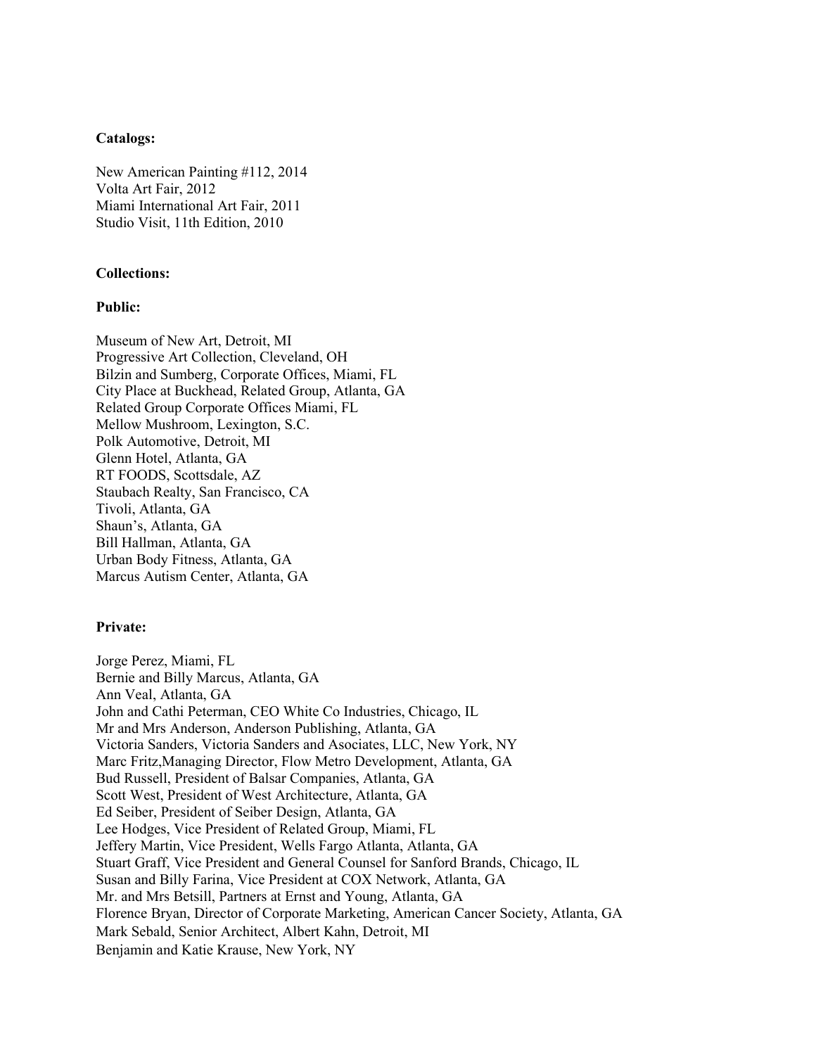**Catalogs:**

New American Painting #112, 2014
Volta Art Fair, 2012
Miami International Art Fair, 2011
Studio Visit, 11th Edition, 2010

**Collections:**

**Public:**

Museum of New Art, Detroit, MI
Progressive Art Collection, Cleveland, OH
Bilzin and Sumberg, Corporate Offices, Miami, FL
City Place at Buckhead, Related Group, Atlanta, GA
Related Group Corporate Offices Miami, FL
Mellow Mushroom, Lexington, S.C.
Polk Automotive, Detroit, MI
Glenn Hotel, Atlanta, GA
RT FOODS, Scottsdale, AZ
Staubach Realty, San Francisco, CA
Tivoli, Atlanta, GA
Shaun's, Atlanta, GA
Bill Hallman, Atlanta, GA
Urban Body Fitness, Atlanta, GA
Marcus Autism Center, Atlanta, GA

**Private:**

Jorge Perez, Miami, FL
Bernie and Billy Marcus, Atlanta, GA
Ann Veal, Atlanta, GA
John and Cathi Peterman, CEO White Co Industries, Chicago, IL
Mr and Mrs Anderson, Anderson Publishing, Atlanta, GA
Victoria Sanders, Victoria Sanders and Asociates, LLC, New York, NY
Marc Fritz,Managing Director, Flow Metro Development, Atlanta, GA
Bud Russell, President of Balsar Companies, Atlanta, GA
Scott West, President of West Architecture, Atlanta, GA
Ed Seiber, President of Seiber Design, Atlanta, GA
Lee Hodges, Vice President of Related Group, Miami, FL
Jeffery Martin, Vice President, Wells Fargo Atlanta, Atlanta, GA
Stuart Graff, Vice President and General Counsel for Sanford Brands, Chicago, IL
Susan and Billy Farina, Vice President at COX Network, Atlanta, GA
Mr. and Mrs Betsill, Partners at Ernst and Young, Atlanta, GA
Florence Bryan, Director of Corporate Marketing, American Cancer Society, Atlanta, GA
Mark Sebald, Senior Architect, Albert Kahn, Detroit, MI
Benjamin and Katie Krause, New York, NY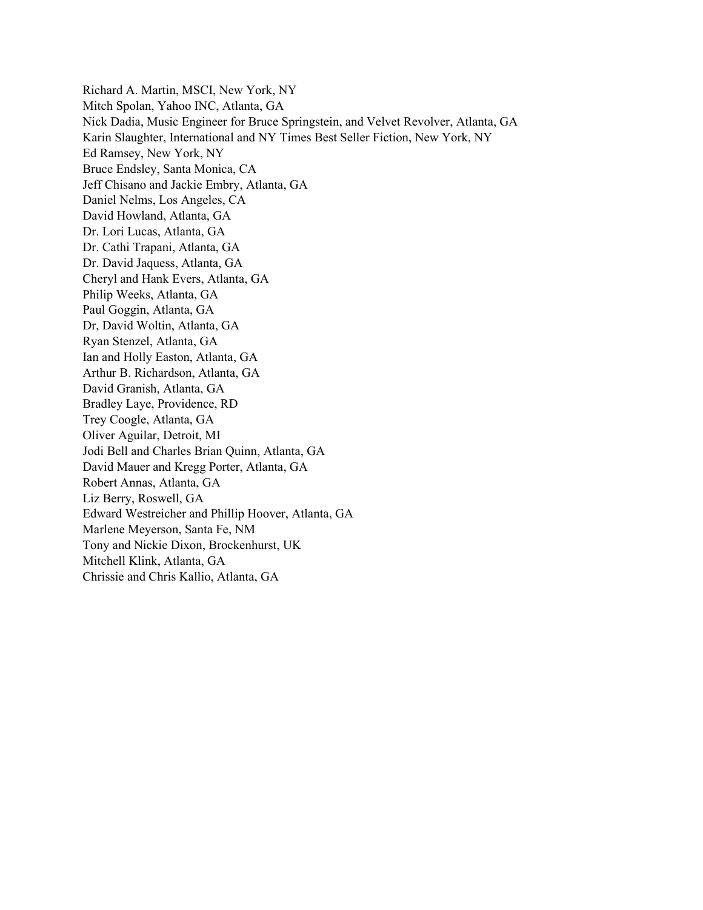Richard A. Martin, MSCI, New York, NY
Mitch Spolan, Yahoo INC, Atlanta, GA
Nick Dadia, Music Engineer for Bruce Springstein, and Velvet Revolver, Atlanta, GA
Karin Slaughter, International and NY Times Best Seller Fiction, New York, NY
Ed Ramsey, New York, NY
Bruce Endsley, Santa Monica, CA
Jeff Chisano and Jackie Embry, Atlanta, GA
Daniel Nelms, Los Angeles, CA
David Howland, Atlanta, GA
Dr. Lori Lucas, Atlanta, GA
Dr. Cathi Trapani, Atlanta, GA
Dr. David Jaquess, Atlanta, GA
Cheryl and Hank Evers, Atlanta, GA
Philip Weeks, Atlanta, GA
Paul Goggin, Atlanta, GA
Dr, David Woltin, Atlanta, GA
Ryan Stenzel, Atlanta, GA
Ian and Holly Easton, Atlanta, GA
Arthur B. Richardson, Atlanta, GA
David Granish, Atlanta, GA
Bradley Laye, Providence, RD
Trey Coogle, Atlanta, GA
Oliver Aguilar, Detroit, MI
Jodi Bell and Charles Brian Quinn, Atlanta, GA
David Mauer and Kregg Porter, Atlanta, GA
Robert Annas, Atlanta, GA
Liz Berry, Roswell, GA
Edward Westreicher and Phillip Hoover, Atlanta, GA
Marlene Meyerson, Santa Fe, NM
Tony and Nickie Dixon, Brockenhurst, UK
Mitchell Klink, Atlanta, GA
Chrissie and Chris Kallio, Atlanta, GA